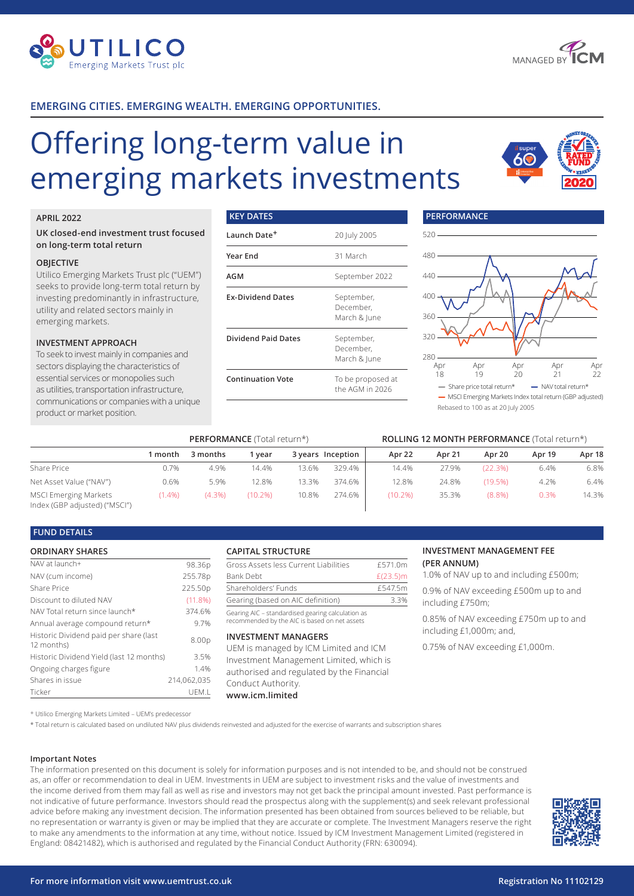EMERGING CITIES. EMERGING WEALTH. EMERGING OPPORTUNITIES.

# Offering long-term value in emerging markets investments

### APRIL 2022

**UK closed-end investment trust focused on long-term total return**

### OBJECTIVE

Utilico Emerging Markets Trust plc ("UEM") seeks to provide long-term total return by investing predominantly in infrastructure, utility and related sectors mainly in emerging markets.

### INVESTMENT APPROACH

To seek to invest mainly in companies and sectors displaying the characteristics of essential services or monopolies such as utilities, transportation infrastructure, communications or companies with a unique product or market position.

### KEY DATES

| | |
|---|---|
| Launch Date+ | 20 July 2005 |
| Year End | 31 March |
| AGM | September 2022 |
| Ex-Dividend Dates | September, December, March & June |
| Dividend Paid Dates | September, December, March & June |
| Continuation Vote | To be proposed at the AGM in 2026 |

### PERFORMANCE

— Share price total return* — NAV total return* — MSCI Emerging Markets Index total return (GBP adjusted)

Rebased to 100 as at 20 July 2005

| | PERFORMANCE (Total return*) | | | | | ROLLING 12 MONTH PERFORMANCE (Total return*) | | | | |
|---|---|---|---|---|---|---|---|---|---|---|
| | 1 month | 3 months | 1 year | 3 years | Inception | Apr 22 | Apr 21 | Apr 20 | Apr 19 | Apr 18 |
| Share Price | 0.7% | 4.9% | 14.4% | 13.6% | 329.4% | 14.4% | 27.9% | (22.3%) | 6.4% | 6.8% |
| Net Asset Value ("NAV") | 0.6% | 5.9% | 12.8% | 13.3% | 374.6% | 12.8% | 24.8% | (19.5%) | 4.2% | 6.4% |
| MSCI Emerging Markets Index (GBP adjusted) ("MSCI") | (1.4%) | (4.3%) | (10.2%) | 10.8% | 274.6% | (10.2%) | 35.3% | (8.8%) | 0.3% | 14.3% |

## FUND DETAILS

### ORDINARY SHARES

| | |
|---|---|
| NAV at launch+ | 98.36p |
| NAV (cum income) | 255.78p |
| Share Price | 225.50p |
| Discount to diluted NAV | (11.8%) |
| NAV Total return since launch* | 374.6% |
| Annual average compound return* | 9.7% |
| Historic Dividend paid per share (last 12 months) | 8.00p |
| Historic Dividend Yield (last 12 months) | 3.5% |
| Ongoing charges figure | 1.4% |
| Shares in issue | 214,062,035 |
| Ticker | UEM.L |

### CAPITAL STRUCTURE

| | |
|---|---|
| Gross Assets less Current Liabilities | £571.0m |
| Bank Debt | £(23.5)m |
| Shareholders' Funds | £547.5m |
| Gearing (based on AIC definition) | 3.3% |

Gearing AIC – standardised gearing calculation as recommended by the AIC is based on net assets

### INVESTMENT MANAGERS

UEM is managed by ICM Limited and ICM Investment Management Limited, which is authorised and regulated by the Financial Conduct Authority.

**www.icm.limited**

### INVESTMENT MANAGEMENT FEE (PER ANNUM)

1.0% of NAV up to and including £500m;

0.9% of NAV exceeding £500m up to and including £750m;

0.85% of NAV exceeding £750m up to and including £1,000m; and,

0.75% of NAV exceeding £1,000m.

+ Utilico Emerging Markets Limited – UEM's predecessor

\* Total return is calculated based on undiluted NAV plus dividends reinvested and adjusted for the exercise of warrants and subscription shares

**Important Notes**

The information presented on this document is solely for information purposes and is not intended to be, and should not be construed as, an offer or recommendation to deal in UEM. Investments in UEM are subject to investment risks and the value of investments and the income derived from them may fall as well as rise and investors may not get back the principal amount invested. Past performance is not indicative of future performance. Investors should read the prospectus along with the supplement(s) and seek relevant professional advice before making any investment decision. The information presented has been obtained from sources believed to be reliable, but no representation or warranty is given or may be implied that they are accurate or complete. The Investment Managers reserve the right to make any amendments to the information at any time, without notice. Issued by ICM Investment Management Limited (registered in England: 08421482), which is authorised and regulated by the Financial Conduct Authority (FRN: 630094).

**For more information visit www.uemtrust.co.uk** **Registration No 11102129**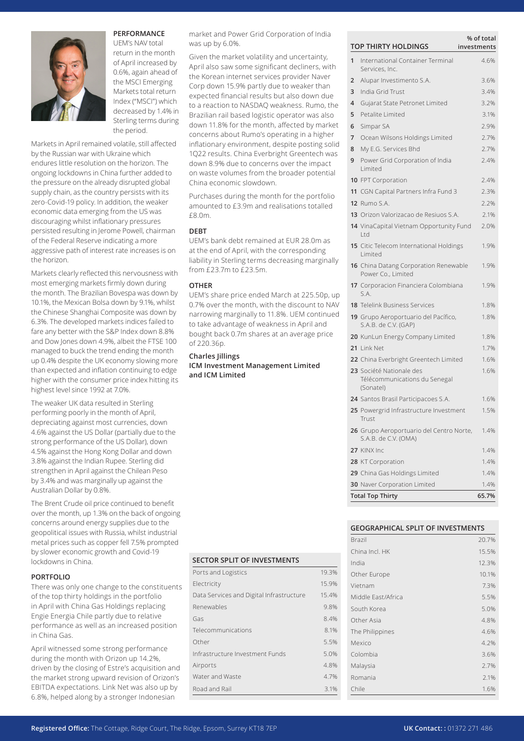## PERFORMANCE

UEM's NAV total return in the month of April increased by 0.6%, again ahead of the MSCI Emerging Markets total return Index ("MSCI") which decreased by 1.4% in Sterling terms during the period.

Markets in April remained volatile, still affected by the Russian war with Ukraine which endures little resolution on the horizon. The ongoing lockdowns in China further added to the pressure on the already disrupted global supply chain, as the country persists with its zero-Covid-19 policy. In addition, the weaker economic data emerging from the US was discouraging whilst inflationary pressures persisted resulting in Jerome Powell, chairman of the Federal Reserve indicating a more aggressive path of interest rate increases is on the horizon.

Markets clearly reflected this nervousness with most emerging markets firmly down during the month. The Brazilian Bovespa was down by 10.1%, the Mexican Bolsa down by 9.1%, whilst the Chinese Shanghai Composite was down by 6.3%. The developed markets indices failed to fare any better with the S&P Index down 8.8% and Dow Jones down 4.9%, albeit the FTSE 100 managed to buck the trend ending the month up 0.4% despite the UK economy slowing more than expected and inflation continuing to edge higher with the consumer price index hitting its highest level since 1992 at 7.0%.

The weaker UK data resulted in Sterling performing poorly in the month of April, depreciating against most currencies, down 4.6% against the US Dollar (partially due to the strong performance of the US Dollar), down 4.5% against the Hong Kong Dollar and down 3.8% against the Indian Rupee. Sterling did strengthen in April against the Chilean Peso by 3.4% and was marginally up against the Australian Dollar by 0.8%.

The Brent Crude oil price continued to benefit over the month, up 1.3% on the back of ongoing concerns around energy supplies due to the geopolitical issues with Russia, whilst industrial metal prices such as copper fell 7.5% prompted by slower economic growth and Covid-19 lockdowns in China.

### PORTFOLIO

There was only one change to the constituents of the top thirty holdings in the portfolio in April with China Gas Holdings replacing Engie Energia Chile partly due to relative performance as well as an increased position in China Gas.

April witnessed some strong performance during the month with Orizon up 14.2%, driven by the closing of Estre's acquisition and the market strong upward revision of Orizon's EBITDA expectations. Link Net was also up by 6.8%, helped along by a stronger Indonesian market and Power Grid Corporation of India was up by 6.0%.

Given the market volatility and uncertainty, April also saw some significant decliners, with the Korean internet services provider Naver Corp down 15.9% partly due to weaker than expected financial results but also down due to a reaction to NASDAQ weakness. Rumo, the Brazilian rail based logistic operator was also down 11.8% for the month, affected by market concerns about Rumo's operating in a higher inflationary environment, despite posting solid 1Q22 results. China Everbright Greentech was down 8.9% due to concerns over the impact on waste volumes from the broader potential China economic slowdown.

Purchases during the month for the portfolio amounted to £3.9m and realisations totalled £8.0m.

### DEBT

UEM's bank debt remained at EUR 28.0m as at the end of April, with the corresponding liability in Sterling terms decreasing marginally from £23.7m to £23.5m.

### OTHER

UEM's share price ended March at 225.50p, up 0.7% over the month, with the discount to NAV narrowing marginally to 11.8%. UEM continued to take advantage of weakness in April and bought back 0.7m shares at an average price of 220.36p.

**Charles Jillings**
**ICM Investment Management Limited and ICM Limited**

### SECTOR SPLIT OF INVESTMENTS

| | |
|---|---|
| Ports and Logistics | 19.3% |
| Electricity | 15.9% |
| Data Services and Digital Infrastructure | 15.4% |
| Renewables | 9.8% |
| Gas | 8.4% |
| Telecommunications | 8.1% |
| Other | 5.5% |
| Infrastructure Investment Funds | 5.0% |
| Airports | 4.8% |
| Water and Waste | 4.7% |
| Road and Rail | 3.1% |

### TOP THIRTY HOLDINGS

| | TOP THIRTY HOLDINGS | % of total investments |
|---|---|---|
| 1 | International Container Terminal Services, Inc. | 4.6% |
| 2 | Alupar Investimento S.A. | 3.6% |
| 3 | India Grid Trust | 3.4% |
| 4 | Gujarat State Petronet Limited | 3.2% |
| 5 | Petalite Limited | 3.1% |
| 6 | Simpar SA | 2.9% |
| 7 | Ocean Wilsons Holdings Limited | 2.7% |
| 8 | My E.G. Services Bhd | 2.7% |
| 9 | Power Grid Corporation of India Limited | 2.4% |
| 10 | FPT Corporation | 2.4% |
| 11 | CGN Capital Partners Infra Fund 3 | 2.3% |
| 12 | Rumo S.A. | 2.2% |
| 13 | Orizon Valorizacao de Resiuos S.A. | 2.1% |
| 14 | VinaCapital Vietnam Opportunity Fund Ltd | 2.0% |
| 15 | Citic Telecom International Holdings Limited | 1.9% |
| 16 | China Datang Corporation Renewable Power Co., Limited | 1.9% |
| 17 | Corporacion Financiera Colombiana S.A. | 1.9% |
| 18 | Telelink Business Services | 1.8% |
| 19 | Grupo Aeroportuario del Pacífico, S.A.B. de C.V. (GAP) | 1.8% |
| 20 | KunLun Energy Company Limited | 1.8% |
| 21 | Link Net | 1.7% |
| 22 | China Everbright Greentech Limited | 1.6% |
| 23 | Société Nationale des Télécommunications du Senegal (Sonatel) | 1.6% |
| 24 | Santos Brasil Participacoes S.A. | 1.6% |
| 25 | Powergrid Infrastructure Investment Trust | 1.5% |
| 26 | Grupo Aeroportuario del Centro Norte, S.A.B. de C.V. (OMA) | 1.4% |
| 27 | KINX Inc | 1.4% |
| 28 | KT Corporation | 1.4% |
| 29 | China Gas Holdings Limited | 1.4% |
| 30 | Naver Corporation Limited | 1.4% |
| | **Total Top Thirty** | **65.7%** |

### GEOGRAPHICAL SPLIT OF INVESTMENTS

| | |
|---|---|
| Brazil | 20.7% |
| China Incl. HK | 15.5% |
| India | 12.3% |
| Other Europe | 10.1% |
| Vietnam | 7.3% |
| Middle East/Africa | 5.5% |
| South Korea | 5.0% |
| Other Asia | 4.8% |
| The Philippines | 4.6% |
| Mexico | 4.2% |
| Colombia | 3.6% |
| Malaysia | 2.7% |
| Romania | 2.1% |
| Chile | 1.6% |

**Registered Office:** The Cottage, Ridge Court, The Ridge, Epsom, Surrey KT18 7EP

**UK Contact: :** 01372 271 486